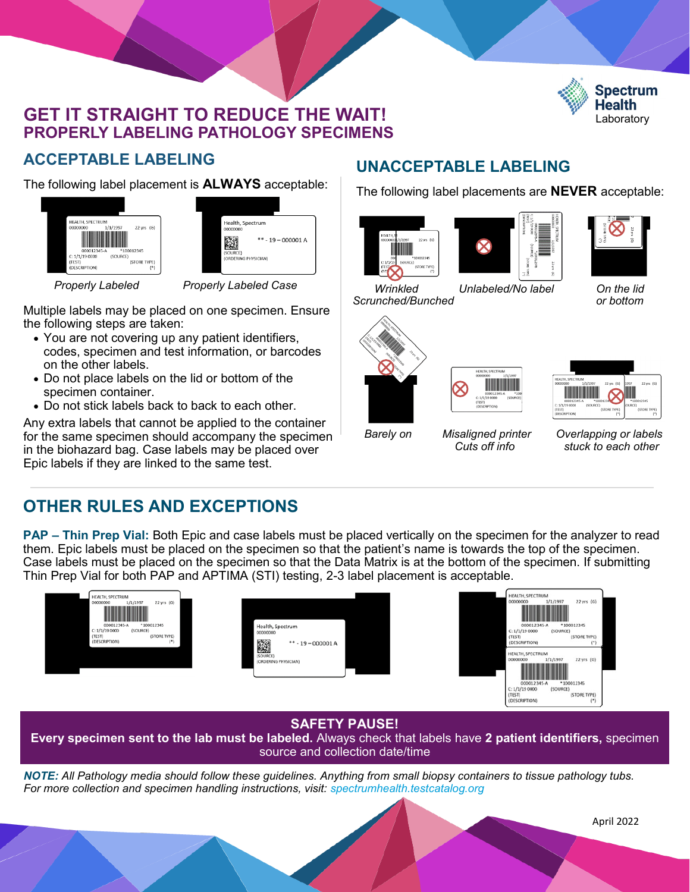# GET IT STRAIGHT TO REDUCE THE WAIT!
## PROPERLY LABELING PATHOLOGY SPECIMENS

## ACCEPTABLE LABELING

The following label placement is **ALWAYS** acceptable:

*Properly Labeled*

*Properly Labeled Case*

Multiple labels may be placed on one specimen. Ensure the following steps are taken:

- You are not covering up any patient identifiers, codes, specimen and test information, or barcodes on the other labels.
- Do not place labels on the lid or bottom of the specimen container.
- Do not stick labels back to back to each other.

Any extra labels that cannot be applied to the container for the same specimen should accompany the specimen in the biohazard bag. Case labels may be placed over Epic labels if they are linked to the same test.

## UNACCEPTABLE LABELING

The following label placements are **NEVER** acceptable:

*Wrinkled Scrunched/Bunched*

*Unlabeled/No label*

*On the lid or bottom*

*Barely on*

*Misaligned printer Cuts off info*

*Overlapping or labels stuck to each other*

## OTHER RULES AND EXCEPTIONS

**PAP – Thin Prep Vial:** Both Epic and case labels must be placed vertically on the specimen for the analyzer to read them. Epic labels must be placed on the specimen so that the patient's name is towards the top of the specimen. Case labels must be placed on the specimen so that the Data Matrix is at the bottom of the specimen. If submitting Thin Prep Vial for both PAP and APTIMA (STI) testing, 2-3 label placement is acceptable.

**SAFETY PAUSE!**
**Every specimen sent to the lab must be labeled.** Always check that labels have **2 patient identifiers,** specimen source and collection date/time

***NOTE:*** *All Pathology media should follow these guidelines. Anything from small biopsy containers to tissue pathology tubs. For more collection and specimen handling instructions, visit: spectrumhealth.testcatalog.org*

April 2022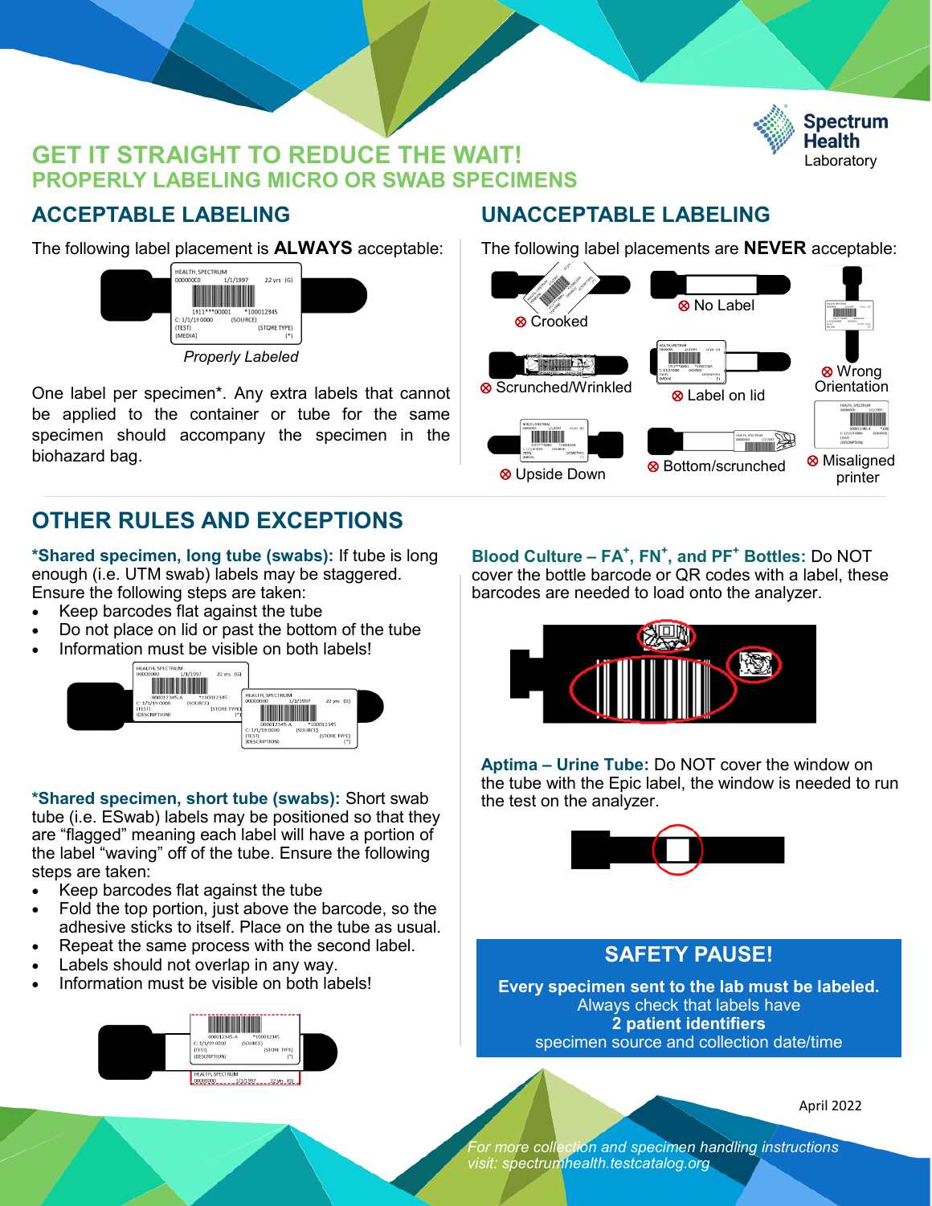# GET IT STRAIGHT TO REDUCE THE WAIT!

## PROPERLY LABELING MICRO OR SWAB SPECIMENS

Spectrum Health Laboratory

## ACCEPTABLE LABELING

The following label placement is **ALWAYS** acceptable:

*Properly Labeled*

One label per specimen*. Any extra labels that cannot be applied to the container or tube for the same specimen should accompany the specimen in the biohazard bag.

## UNACCEPTABLE LABELING

The following label placements are **NEVER** acceptable:

- ⊗ Crooked
- ⊗ No Label
- ⊗ Wrong Orientation
- ⊗ Scrunched/Wrinkled
- ⊗ Label on lid
- ⊗ Upside Down
- ⊗ Bottom/scrunched
- ⊗ Misaligned printer

## OTHER RULES AND EXCEPTIONS

**\*Shared specimen, long tube (swabs):** If tube is long enough (i.e. UTM swab) labels may be staggered. Ensure the following steps are taken:

- Keep barcodes flat against the tube
- Do not place on lid or past the bottom of the tube
- Information must be visible on both labels!

**\*Shared specimen, short tube (swabs):** Short swab tube (i.e. ESwab) labels may be positioned so that they are "flagged" meaning each label will have a portion of the label "waving" off of the tube. Ensure the following steps are taken:

- Keep barcodes flat against the tube
- Fold the top portion, just above the barcode, so the adhesive sticks to itself. Place on the tube as usual.
- Repeat the same process with the second label.
- Labels should not overlap in any way.
- Information must be visible on both labels!

**Blood Culture – FA+, FN+, and PF+ Bottles:** Do NOT cover the bottle barcode or QR codes with a label, these barcodes are needed to load onto the analyzer.

**Aptima – Urine Tube:** Do NOT cover the window on the tube with the Epic label, the window is needed to run the test on the analyzer.

### SAFETY PAUSE!

**Every specimen sent to the lab must be labeled.**
Always check that labels have
**2 patient identifiers**
specimen source and collection date/time

April 2022

*For more collection and specimen handling instructions visit: spectrumhealth.testcatalog.org*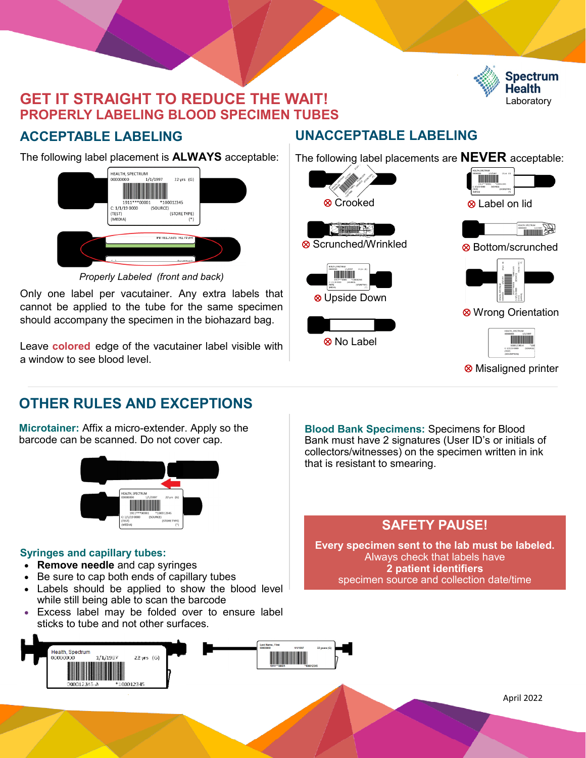# GET IT STRAIGHT TO REDUCE THE WAIT!
## PROPERLY LABELING BLOOD SPECIMEN TUBES

Spectrum Health Laboratory

## ACCEPTABLE LABELING

The following label placement is **ALWAYS** acceptable:

*Properly Labeled (front and back)*

Only one label per vacutainer. Any extra labels that cannot be applied to the tube for the same specimen should accompany the specimen in the biohazard bag.

Leave **colored** edge of the vacutainer label visible with a window to see blood level.

## UNACCEPTABLE LABELING

The following label placements are **NEVER** acceptable:

- ⊗ Crooked
- ⊗ Label on lid
- ⊗ Scrunched/Wrinkled
- ⊗ Bottom/scrunched
- ⊗ Upside Down
- ⊗ Wrong Orientation
- ⊗ No Label
- ⊗ Misaligned printer

## OTHER RULES AND EXCEPTIONS

**Microtainer:** Affix a micro-extender. Apply so the barcode can be scanned. Do not cover cap.

**Syringes and capillary tubes:**

- **Remove needle** and cap syringes
- Be sure to cap both ends of capillary tubes
- Labels should be applied to show the blood level while still being able to scan the barcode
- Excess label may be folded over to ensure label sticks to tube and not other surfaces.

**Blood Bank Specimens:** Specimens for Blood Bank must have 2 signatures (User ID's or initials of collectors/witnesses) on the specimen written in ink that is resistant to smearing.

### SAFETY PAUSE!

**Every specimen sent to the lab must be labeled.**
Always check that labels have
**2 patient identifiers**
specimen source and collection date/time

April 2022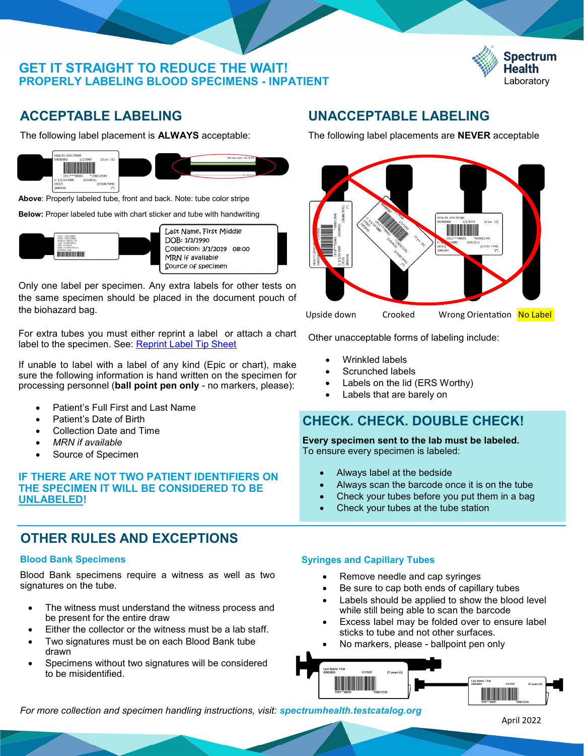# GET IT STRAIGHT TO REDUCE THE WAIT!
## PROPERLY LABELING BLOOD SPECIMENS - INPATIENT

Spectrum Health Laboratory

## ACCEPTABLE LABELING

The following label placement is **ALWAYS** acceptable:

**Above**: Properly labeled tube, front and back. Note: tube color stripe

**Below:** Proper labeled tube with chart sticker and tube with handwriting

Last Name, First Middle
DOB: 1/1/1990
Collection: 3/1/2019 08:00
MRN if available
Source of specimen

Only one label per specimen. Any extra labels for other tests on the same specimen should be placed in the document pouch of the biohazard bag.

For extra tubes you must either reprint a label or attach a chart label to the specimen. See: Reprint Label Tip Sheet

If unable to label with a label of any kind (Epic or chart), make sure the following information is hand written on the specimen for processing personnel (**ball point pen only** - no markers, please):

- Patient's Full First and Last Name
- Patient's Date of Birth
- Collection Date and Time
- *MRN if available*
- Source of Specimen

**IF THERE ARE NOT TWO PATIENT IDENTIFIERS ON THE SPECIMEN IT WILL BE CONSIDERED TO BE UNLABELED!**

## UNACCEPTABLE LABELING

The following label placements are **NEVER** acceptable

Upside down    Crooked    Wrong Orientation    No Label

Other unacceptable forms of labeling include:

- Wrinkled labels
- Scrunched labels
- Labels on the lid (ERS Worthy)
- Labels that are barely on

## CHECK. CHECK. DOUBLE CHECK!

**Every specimen sent to the lab must be labeled.**
To ensure every specimen is labeled:

- Always label at the bedside
- Always scan the barcode once it is on the tube
- Check your tubes before you put them in a bag
- Check your tubes at the tube station

## OTHER RULES AND EXCEPTIONS

### Blood Bank Specimens

Blood Bank specimens require a witness as well as two signatures on the tube.

- The witness must understand the witness process and be present for the entire draw
- Either the collector or the witness must be a lab staff.
- Two signatures must be on each Blood Bank tube drawn
- Specimens without two signatures will be considered to be misidentified.

### Syringes and Capillary Tubes

- Remove needle and cap syringes
- Be sure to cap both ends of capillary tubes
- Labels should be applied to show the blood level while still being able to scan the barcode
- Excess label may be folded over to ensure label sticks to tube and not other surfaces.
- No markers, please - ballpoint pen only

*For more collection and specimen handling instructions, visit:* ***spectrumhealth.testcatalog.org***

April 2022